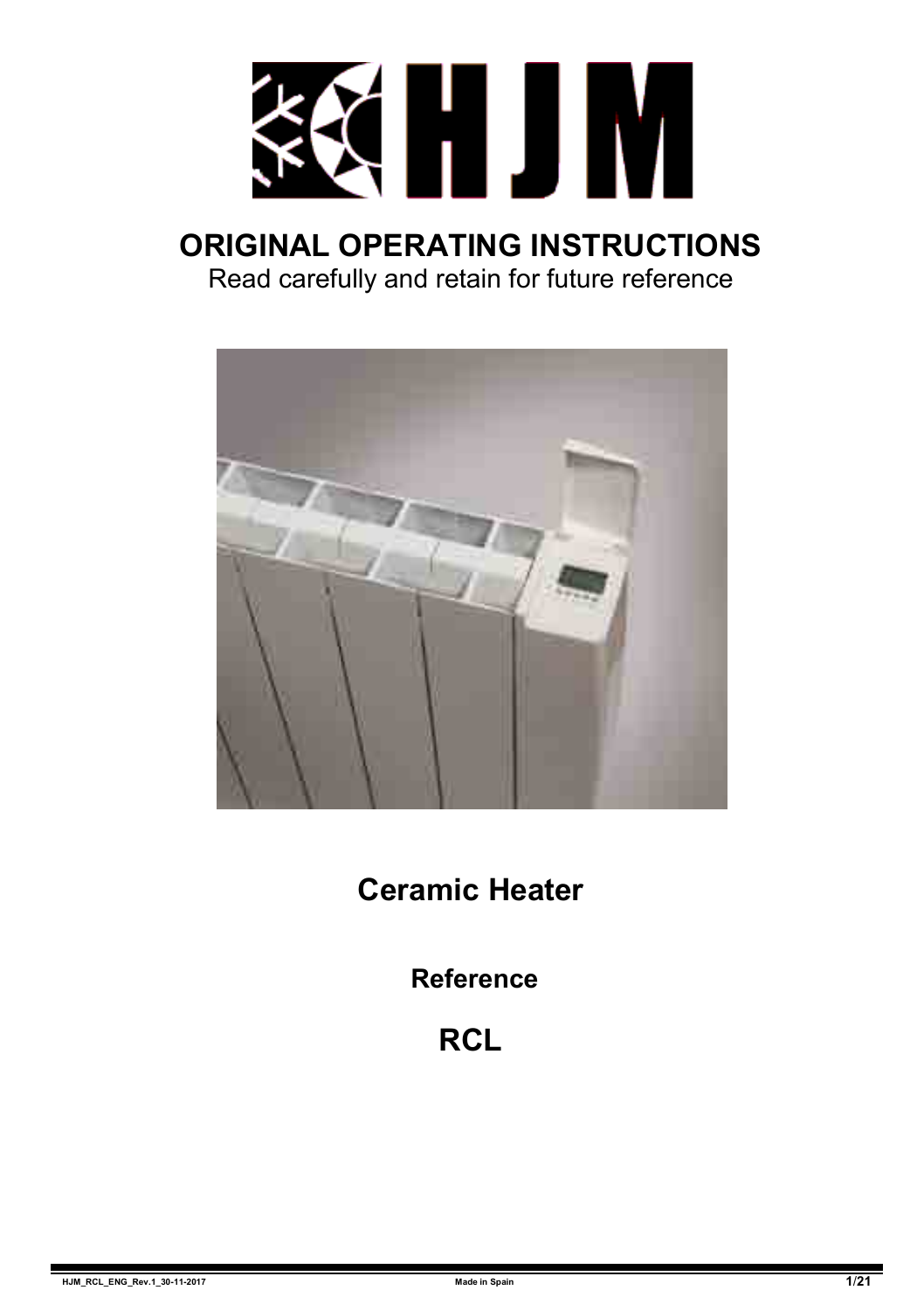# ORIGINAL OPERATING INSTRUCTIONS

Read carefully and retain for future reference

## Ceramic Heater

### Reference

## RCL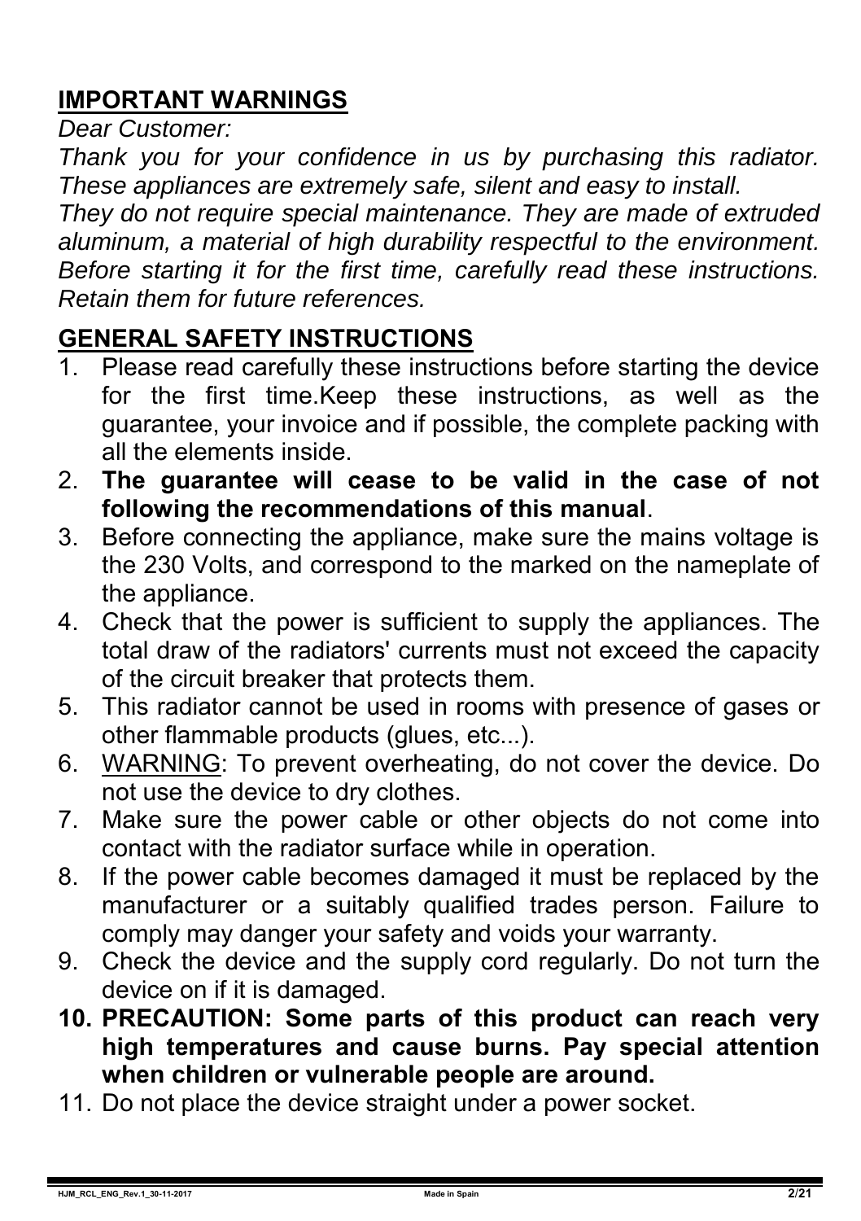## IMPORTANT WARNINGS

*Dear Customer:*

*Thank you for your confidence in us by purchasing this radiator. These appliances are extremely safe, silent and easy to install.*

*They do not require special maintenance. They are made of extruded aluminum, a material of high durability respectful to the environment. Before starting it for the first time, carefully read these instructions. Retain them for future references.*

## GENERAL SAFETY INSTRUCTIONS

1. Please read carefully these instructions before starting the device for the first time.Keep these instructions, as well as the guarantee, your invoice and if possible, the complete packing with all the elements inside.
2. **The guarantee will cease to be valid in the case of not following the recommendations of this manual**.
3. Before connecting the appliance, make sure the mains voltage is the 230 Volts, and correspond to the marked on the nameplate of the appliance.
4. Check that the power is sufficient to supply the appliances. The total draw of the radiators' currents must not exceed the capacity of the circuit breaker that protects them.
5. This radiator cannot be used in rooms with presence of gases or other flammable products (glues, etc...).
6. WARNING: To prevent overheating, do not cover the device. Do not use the device to dry clothes.
7. Make sure the power cable or other objects do not come into contact with the radiator surface while in operation.
8. If the power cable becomes damaged it must be replaced by the manufacturer or a suitably qualified trades person. Failure to comply may danger your safety and voids your warranty.
9. Check the device and the supply cord regularly. Do not turn the device on if it is damaged.
10. **PRECAUTION: Some parts of this product can reach very high temperatures and cause burns. Pay special attention when children or vulnerable people are around.**
11. Do not place the device straight under a power socket.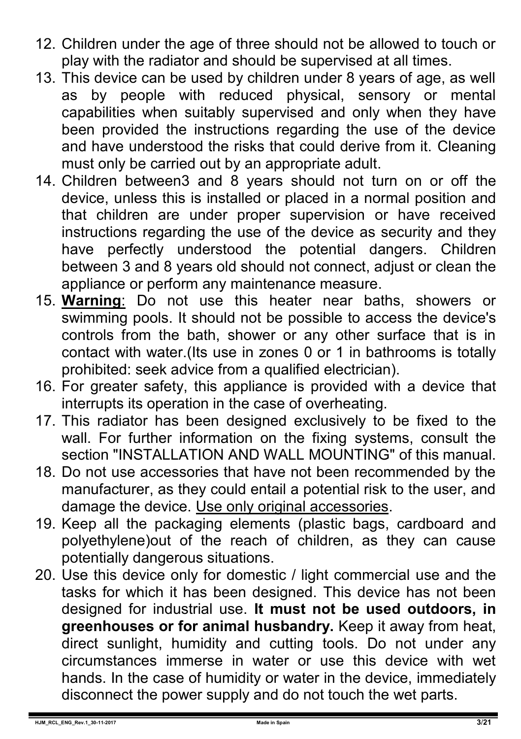12. Children under the age of three should not be allowed to touch or play with the radiator and should be supervised at all times.
13. This device can be used by children under 8 years of age, as well as by people with reduced physical, sensory or mental capabilities when suitably supervised and only when they have been provided the instructions regarding the use of the device and have understood the risks that could derive from it. Cleaning must only be carried out by an appropriate adult.
14. Children between3 and 8 years should not turn on or off the device, unless this is installed or placed in a normal position and that children are under proper supervision or have received instructions regarding the use of the device as security and they have perfectly understood the potential dangers. Children between 3 and 8 years old should not connect, adjust or clean the appliance or perform any maintenance measure.
15. <u>**Warning**</u>: Do not use this heater near baths, showers or swimming pools. It should not be possible to access the device's controls from the bath, shower or any other surface that is in contact with water.(Its use in zones 0 or 1 in bathrooms is totally prohibited: seek advice from a qualified electrician).
16. For greater safety, this appliance is provided with a device that interrupts its operation in the case of overheating.
17. This radiator has been designed exclusively to be fixed to the wall. For further information on the fixing systems, consult the section "INSTALLATION AND WALL MOUNTING" of this manual.
18. Do not use accessories that have not been recommended by the manufacturer, as they could entail a potential risk to the user, and damage the device. <u>Use only original accessories</u>.
19. Keep all the packaging elements (plastic bags, cardboard and polyethylene)out of the reach of children, as they can cause potentially dangerous situations.
20. Use this device only for domestic / light commercial use and the tasks for which it has been designed. This device has not been designed for industrial use. **It must not be used outdoors, in greenhouses or for animal husbandry.** Keep it away from heat, direct sunlight, humidity and cutting tools. Do not under any circumstances immerse in water or use this device with wet hands. In the case of humidity or water in the device, immediately disconnect the power supply and do not touch the wet parts.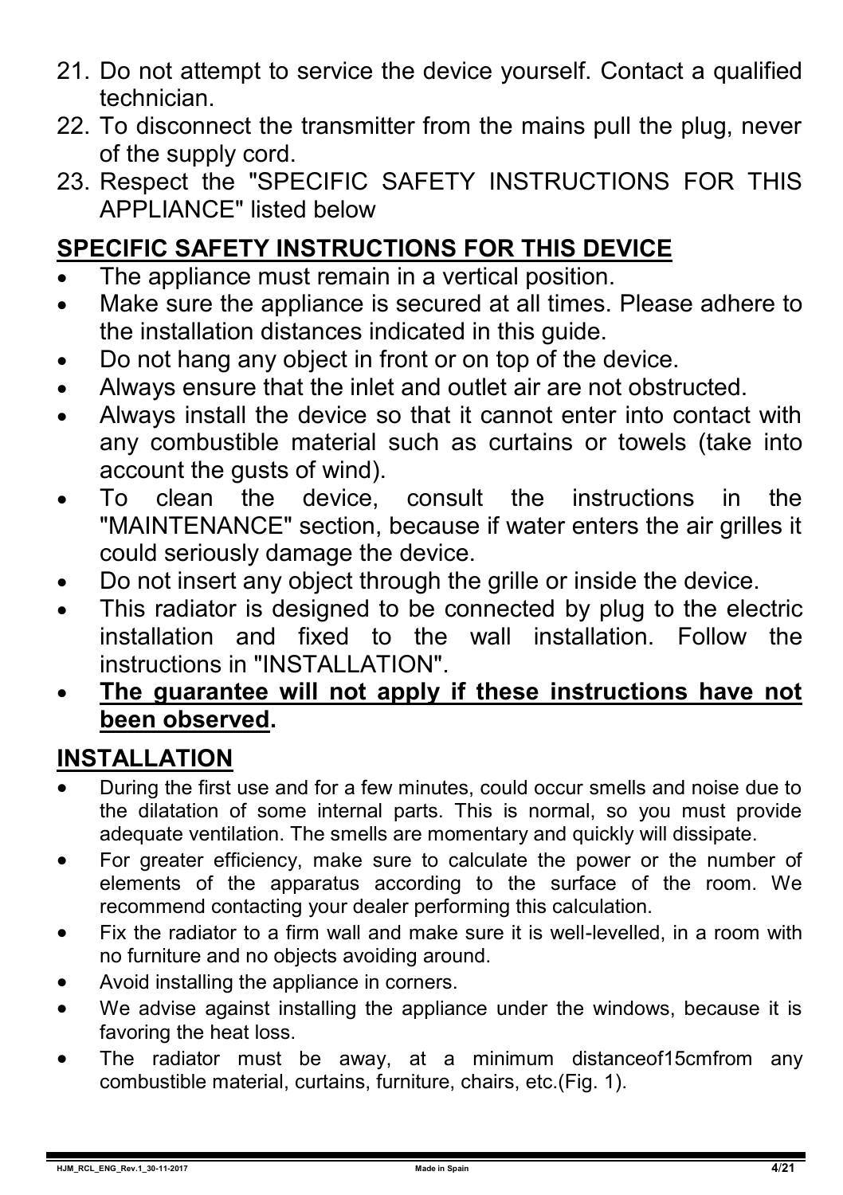21. Do not attempt to service the device yourself. Contact a qualified technician.
22. To disconnect the transmitter from the mains pull the plug, never of the supply cord.
23. Respect the "SPECIFIC SAFETY INSTRUCTIONS FOR THIS APPLIANCE" listed below

## SPECIFIC SAFETY INSTRUCTIONS FOR THIS DEVICE

- The appliance must remain in a vertical position.
- Make sure the appliance is secured at all times. Please adhere to the installation distances indicated in this guide.
- Do not hang any object in front or on top of the device.
- Always ensure that the inlet and outlet air are not obstructed.
- Always install the device so that it cannot enter into contact with any combustible material such as curtains or towels (take into account the gusts of wind).
- To clean the device, consult the instructions in the "MAINTENANCE" section, because if water enters the air grilles it could seriously damage the device.
- Do not insert any object through the grille or inside the device.
- This radiator is designed to be connected by plug to the electric installation and fixed to the wall installation. Follow the instructions in "INSTALLATION".
- **The guarantee will not apply if these instructions have not been observed.**

## INSTALLATION

- During the first use and for a few minutes, could occur smells and noise due to the dilatation of some internal parts. This is normal, so you must provide adequate ventilation. The smells are momentary and quickly will dissipate.
- For greater efficiency, make sure to calculate the power or the number of elements of the apparatus according to the surface of the room. We recommend contacting your dealer performing this calculation.
- Fix the radiator to a firm wall and make sure it is well-levelled, in a room with no furniture and no objects avoiding around.
- Avoid installing the appliance in corners.
- We advise against installing the appliance under the windows, because it is favoring the heat loss.
- The radiator must be away, at a minimum distanceof15cmfrom any combustible material, curtains, furniture, chairs, etc.(Fig. 1).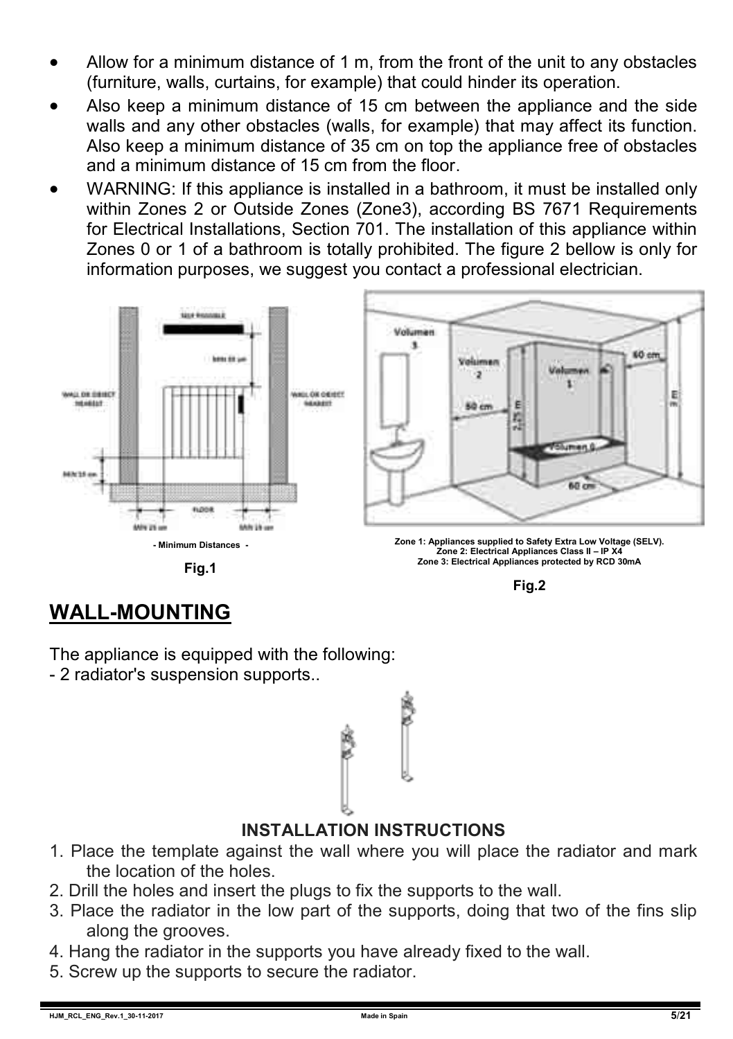- Allow for a minimum distance of 1 m, from the front of the unit to any obstacles (furniture, walls, curtains, for example) that could hinder its operation.
- Also keep a minimum distance of 15 cm between the appliance and the side walls and any other obstacles (walls, for example) that may affect its function. Also keep a minimum distance of 35 cm on top the appliance free of obstacles and a minimum distance of 15 cm from the floor.
- WARNING: If this appliance is installed in a bathroom, it must be installed only within Zones 2 or Outside Zones (Zone3), according BS 7671 Requirements for Electrical Installations, Section 701. The installation of this appliance within Zones 0 or 1 of a bathroom is totally prohibited. The figure 2 bellow is only for information purposes, we suggest you contact a professional electrician.

- Minimum Distances -

Fig.1

Zone 1: Appliances supplied to Safety Extra Low Voltage (SELV).
Zone 2: Electrical Appliances Class II – IP X4
Zone 3: Electrical Appliances protected by RCD 30mA

Fig.2

## WALL-MOUNTING

The appliance is equipped with the following:
- 2 radiator's suspension supports..

### INSTALLATION INSTRUCTIONS

1. Place the template against the wall where you will place the radiator and mark the location of the holes.
2. Drill the holes and insert the plugs to fix the supports to the wall.
3. Place the radiator in the low part of the supports, doing that two of the fins slip along the grooves.
4. Hang the radiator in the supports you have already fixed to the wall.
5. Screw up the supports to secure the radiator.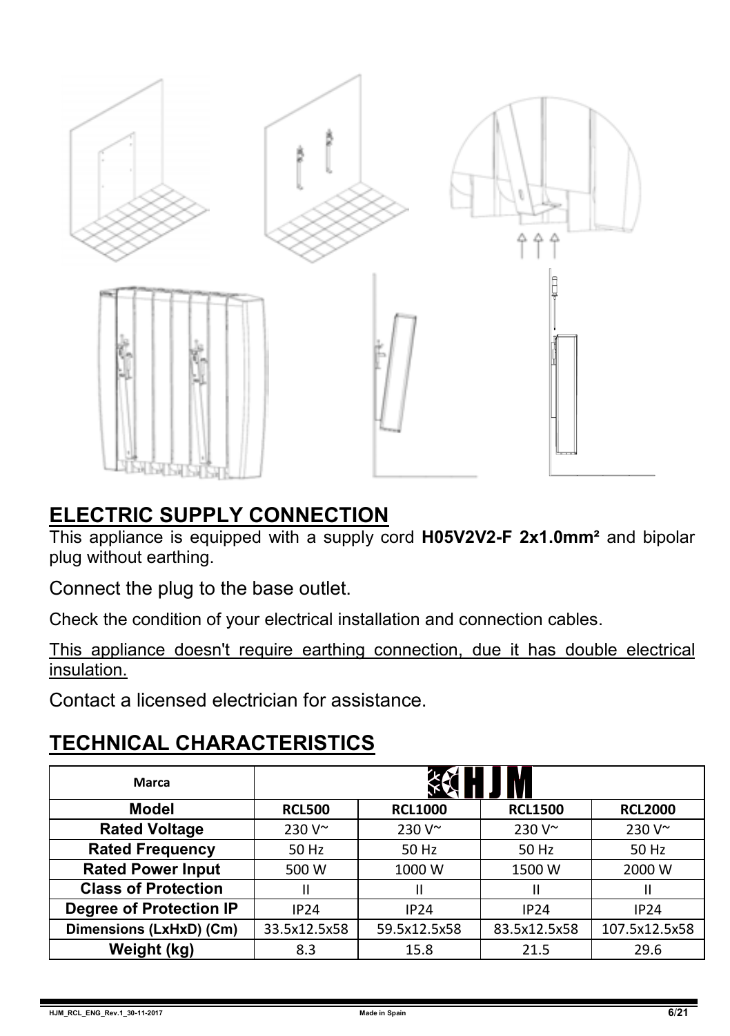## ELECTRIC SUPPLY CONNECTION

This appliance is equipped with a supply cord **H05V2V2-F 2x1.0mm²** and bipolar plug without earthing.

Connect the plug to the base outlet.

Check the condition of your electrical installation and connection cables.

<u>This appliance doesn't require earthing connection, due it has double electrical insulation.</u>

Contact a licensed electrician for assistance.

## TECHNICAL CHARACTERISTICS

| Marca | HJM | | | |
|---|---|---|---|---|
| **Model** | **RCL500** | **RCL1000** | **RCL1500** | **RCL2000** |
| **Rated Voltage** | 230 V~ | 230 V~ | 230 V~ | 230 V~ |
| **Rated Frequency** | 50 Hz | 50 Hz | 50 Hz | 50 Hz |
| **Rated Power Input** | 500 W | 1000 W | 1500 W | 2000 W |
| **Class of Protection** | II | II | II | II |
| **Degree of Protection IP** | IP24 | IP24 | IP24 | IP24 |
| **Dimensions (LxHxD) (Cm)** | 33.5x12.5x58 | 59.5x12.5x58 | 83.5x12.5x58 | 107.5x12.5x58 |
| **Weight (kg)** | 8.3 | 15.8 | 21.5 | 29.6 |

HJM_RCL_ENG_Rev.1_30-11-2017 Made in Spain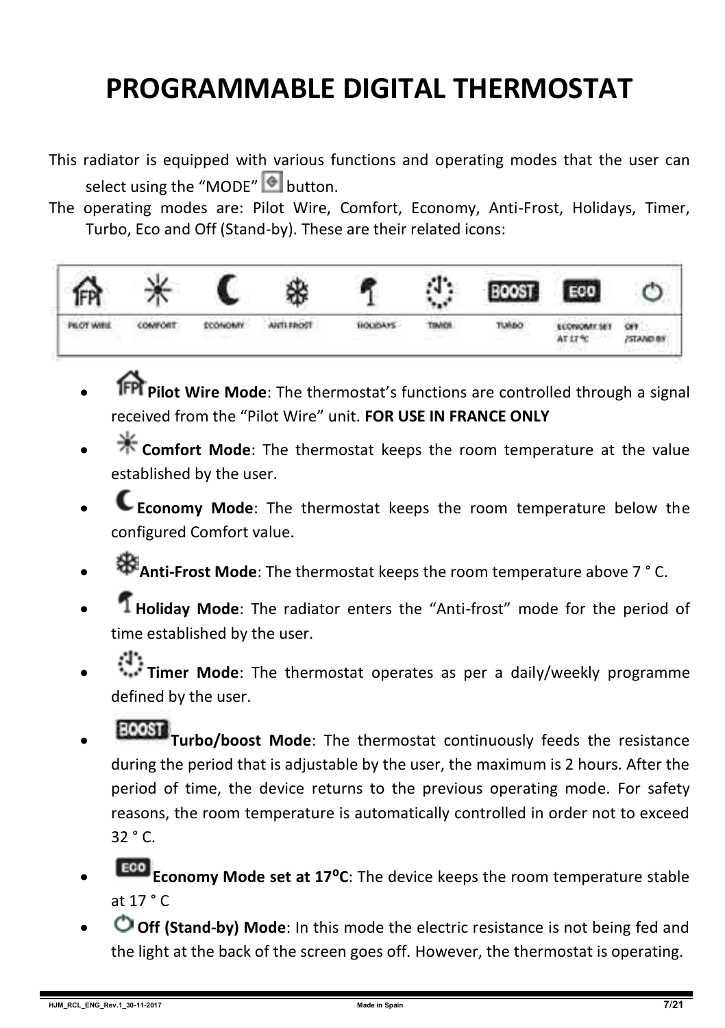# PROGRAMMABLE DIGITAL THERMOSTAT

This radiator is equipped with various functions and operating modes that the user can select using the "MODE" button.

The operating modes are: Pilot Wire, Comfort, Economy, Anti-Frost, Holidays, Timer, Turbo, Eco and Off (Stand-by). These are their related icons:

| PILOT WIRE | COMFORT | ECONOMY | ANTI-FROST | HOLIDAYS | TIMER | TURBO | ECONOMY SET AT 17 °C | OFF /STAND BY |
|---|---|---|---|---|---|---|---|---|

- **Pilot Wire Mode**: The thermostat's functions are controlled through a signal received from the "Pilot Wire" unit. **FOR USE IN FRANCE ONLY**
- **Comfort Mode**: The thermostat keeps the room temperature at the value established by the user.
- **Economy Mode**: The thermostat keeps the room temperature below the configured Comfort value.
- **Anti-Frost Mode**: The thermostat keeps the room temperature above 7 ° C.
- **Holiday Mode**: The radiator enters the "Anti-frost" mode for the period of time established by the user.
- **Timer Mode**: The thermostat operates as per a daily/weekly programme defined by the user.
- **Turbo/boost Mode**: The thermostat continuously feeds the resistance during the period that is adjustable by the user, the maximum is 2 hours. After the period of time, the device returns to the previous operating mode. For safety reasons, the room temperature is automatically controlled in order not to exceed 32 ° C.
- **Economy Mode set at 17ºC**: The device keeps the room temperature stable at 17 ° C
- **Off (Stand-by) Mode**: In this mode the electric resistance is not being fed and the light at the back of the screen goes off. However, the thermostat is operating.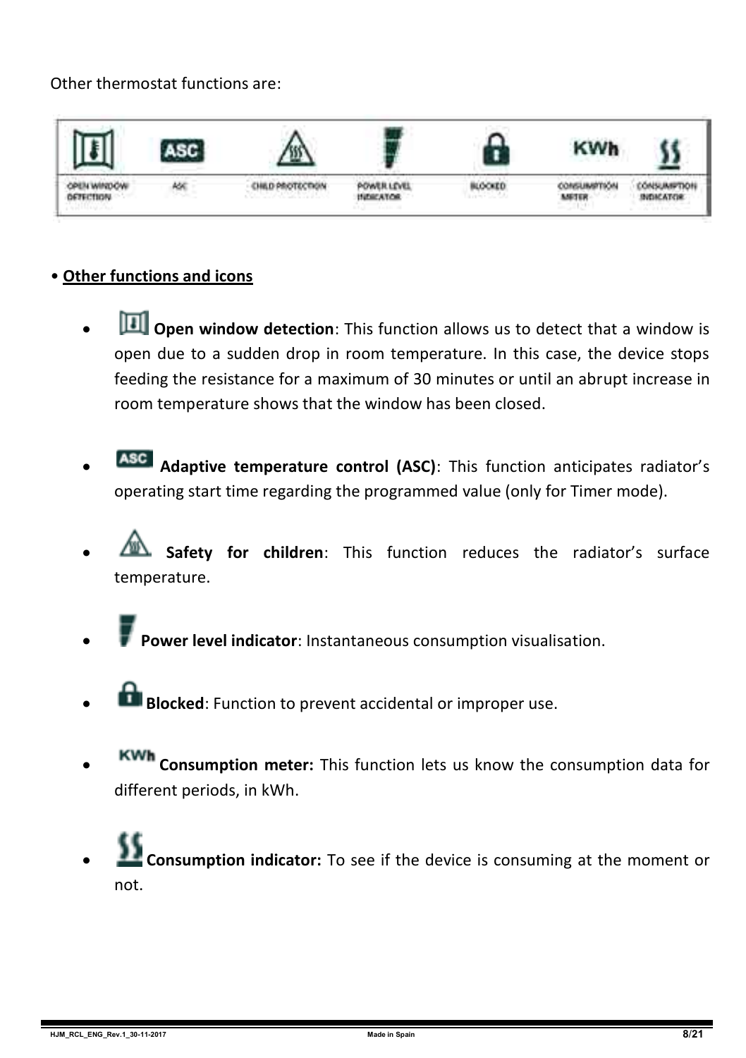Other thermostat functions are:

| OPEN WINDOW DETECTION | ASC | CHILD PROTECTION | POWER LEVEL INDICATOR | BLOCKED | CONSUMPTION METER | CONSUMPTION INDICATOR |
|---|---|---|---|---|---|---|

• **Other functions and icons**

- **Open window detection**: This function allows us to detect that a window is open due to a sudden drop in room temperature. In this case, the device stops feeding the resistance for a maximum of 30 minutes or until an abrupt increase in room temperature shows that the window has been closed.

- **Adaptive temperature control (ASC)**: This function anticipates radiator's operating start time regarding the programmed value (only for Timer mode).

- **Safety for children**: This function reduces the radiator's surface temperature.

- **Power level indicator**: Instantaneous consumption visualisation.

- **Blocked**: Function to prevent accidental or improper use.

- KWh **Consumption meter:** This function lets us know the consumption data for different periods, in kWh.

- **Consumption indicator:** To see if the device is consuming at the moment or not.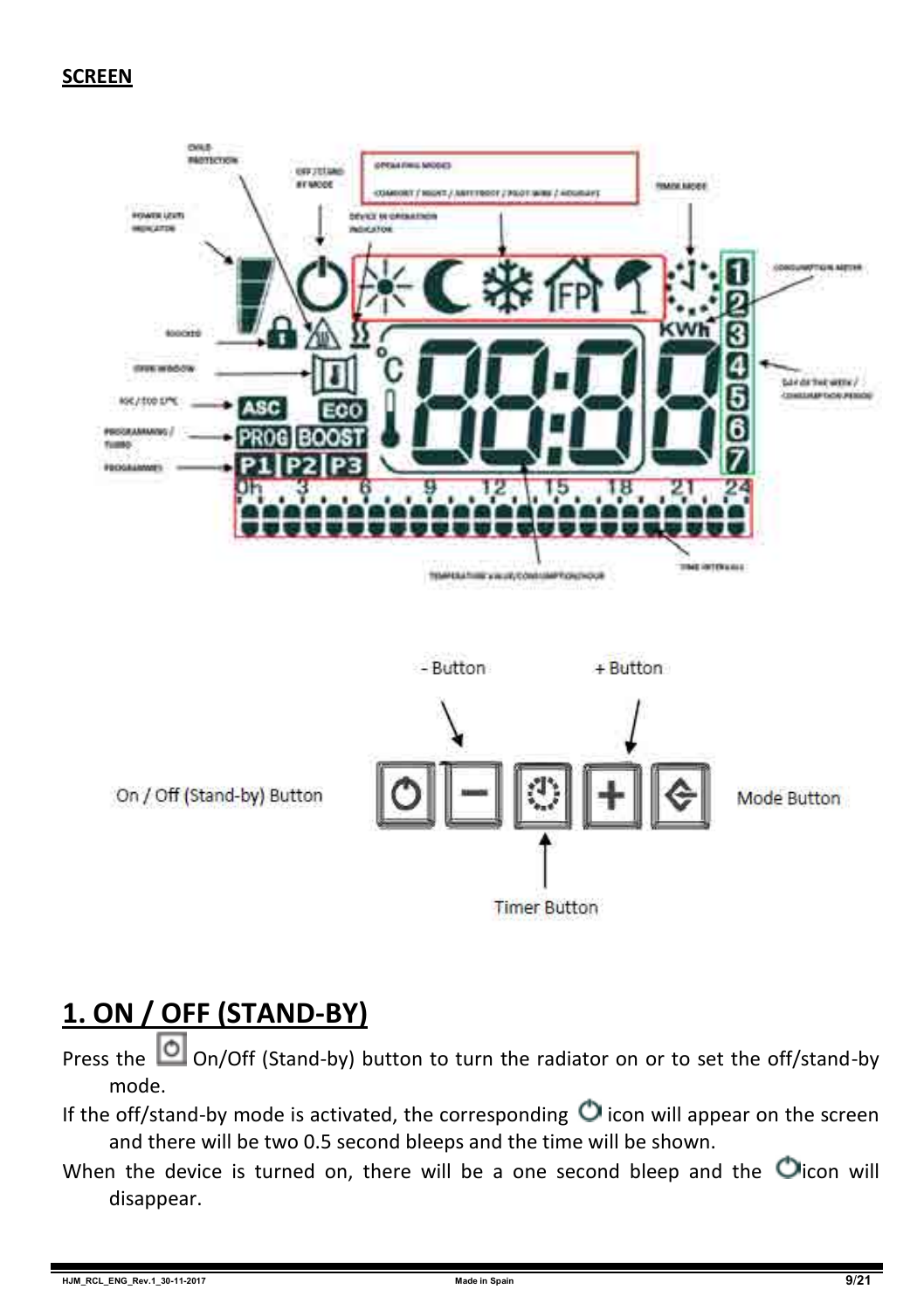**SCREEN**

- Button

+ Button

On / Off (Stand-by) Button

Mode Button

Timer Button

# 1. ON / OFF (STAND-BY)

Press the On/Off (Stand-by) button to turn the radiator on or to set the off/stand-by mode.

If the off/stand-by mode is activated, the corresponding icon will appear on the screen and there will be two 0.5 second bleeps and the time will be shown.

When the device is turned on, there will be a one second bleep and the icon will disappear.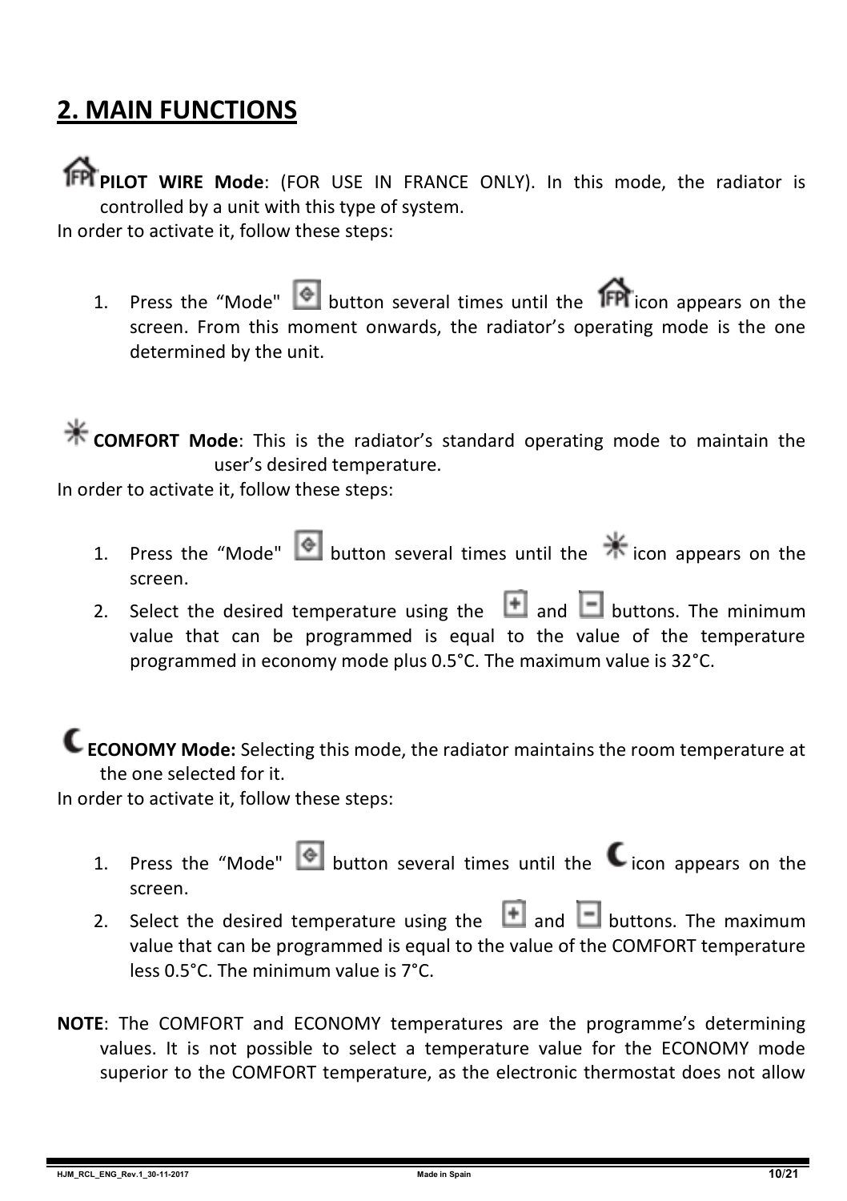## 2. MAIN FUNCTIONS

**PILOT WIRE Mode**: (FOR USE IN FRANCE ONLY). In this mode, the radiator is controlled by a unit with this type of system.

In order to activate it, follow these steps:

1. Press the “Mode" button several times until the icon appears on the screen. From this moment onwards, the radiator’s operating mode is the one determined by the unit.

**COMFORT Mode**: This is the radiator’s standard operating mode to maintain the user’s desired temperature.

In order to activate it, follow these steps:

1. Press the “Mode" button several times until the icon appears on the screen.
2. Select the desired temperature using the and buttons. The minimum value that can be programmed is equal to the value of the temperature programmed in economy mode plus 0.5°C. The maximum value is 32°C.

**ECONOMY Mode:** Selecting this mode, the radiator maintains the room temperature at the one selected for it.

In order to activate it, follow these steps:

1. Press the “Mode" button several times until the icon appears on the screen.
2. Select the desired temperature using the and buttons. The maximum value that can be programmed is equal to the value of the COMFORT temperature less 0.5°C. The minimum value is 7°C.

**NOTE**: The COMFORT and ECONOMY temperatures are the programme’s determining values. It is not possible to select a temperature value for the ECONOMY mode superior to the COMFORT temperature, as the electronic thermostat does not allow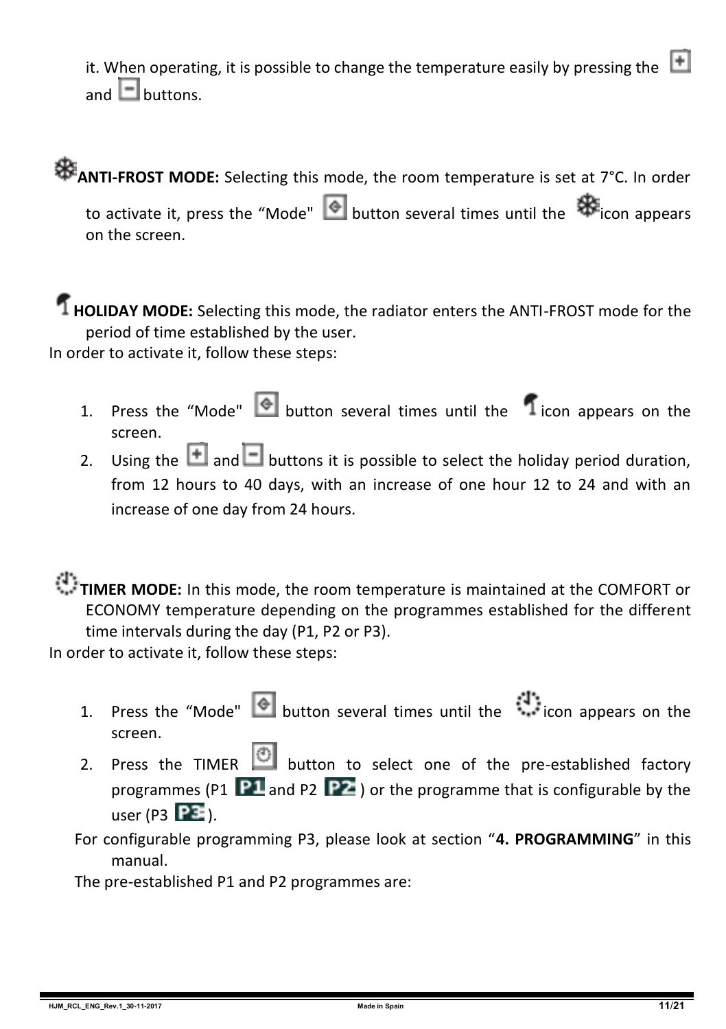it. When operating, it is possible to change the temperature easily by pressing the and buttons.

**ANTI-FROST MODE:** Selecting this mode, the room temperature is set at 7°C. In order to activate it, press the “Mode" button several times until the icon appears on the screen.

**HOLIDAY MODE:** Selecting this mode, the radiator enters the ANTI-FROST mode for the period of time established by the user.

In order to activate it, follow these steps:

1. Press the “Mode" button several times until the icon appears on the screen.
2. Using the and buttons it is possible to select the holiday period duration, from 12 hours to 40 days, with an increase of one hour 12 to 24 and with an increase of one day from 24 hours.

**TIMER MODE:** In this mode, the room temperature is maintained at the COMFORT or ECONOMY temperature depending on the programmes established for the different time intervals during the day (P1, P2 or P3).

In order to activate it, follow these steps:

1. Press the “Mode" button several times until the icon appears on the screen.
2. Press the TIMER button to select one of the pre-established factory programmes (P1 and P2 ) or the programme that is configurable by the user (P3 ).

For configurable programming P3, please look at section “**4. PROGRAMMING**” in this manual.

The pre-established P1 and P2 programmes are: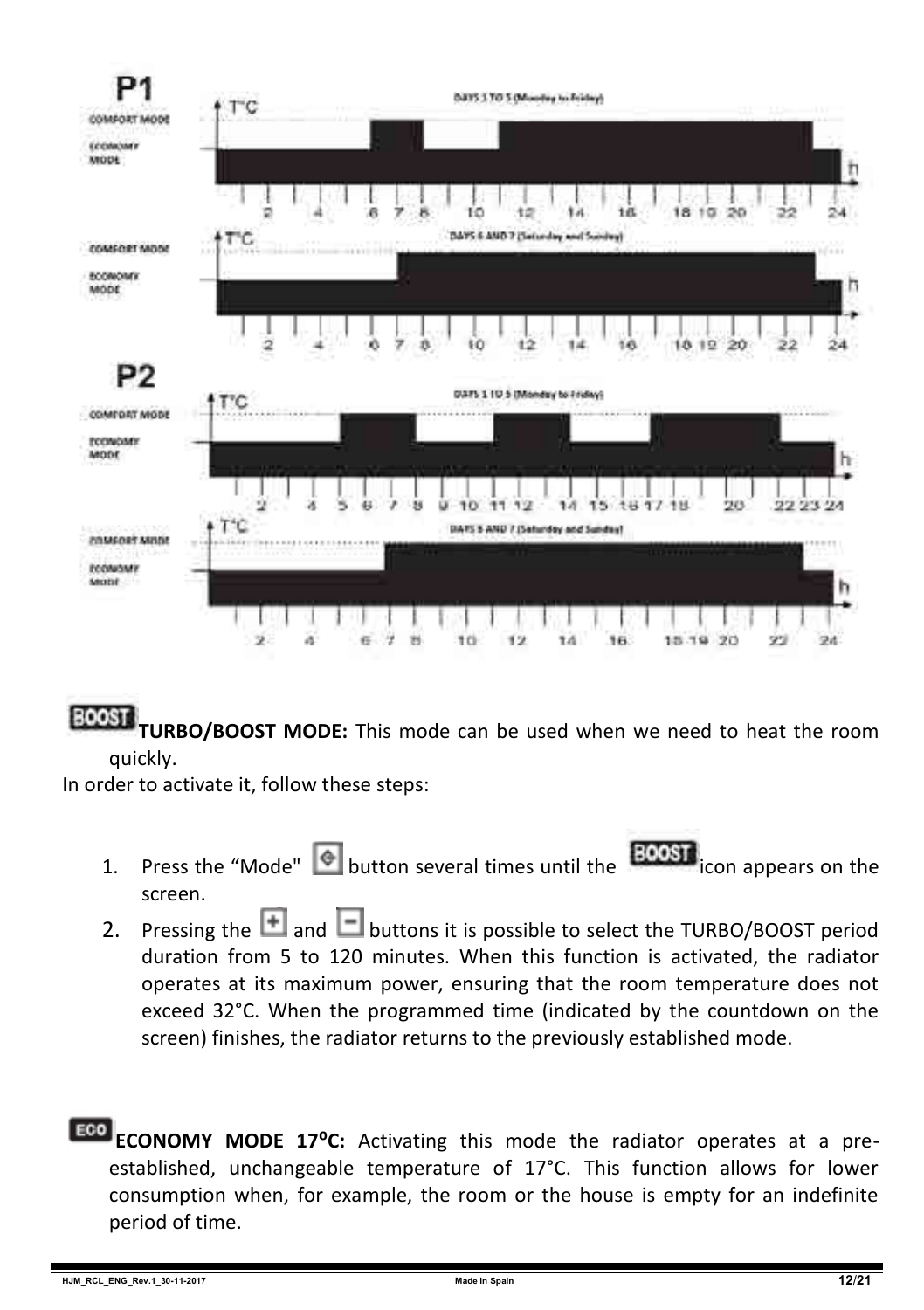## P1

COMFORT MODE

ECONOMY MODE

DAYS 1 TO 5 (Monday to Friday)

DAYS 6 AND 7 (Saturday and Sunday)

## P2

COMFORT MODE

ECONOMY MODE

DAYS 1 TO 5 (Monday to Friday)

DAYS 6 AND 7 (Saturday and Sunday)

BOOST **TURBO/BOOST MODE:** This mode can be used when we need to heat the room quickly.

In order to activate it, follow these steps:

1. Press the “Mode" button several times until the BOOST icon appears on the screen.
2. Pressing the + and − buttons it is possible to select the TURBO/BOOST period duration from 5 to 120 minutes. When this function is activated, the radiator operates at its maximum power, ensuring that the room temperature does not exceed 32°C. When the programmed time (indicated by the countdown on the screen) finishes, the radiator returns to the previously established mode.

ECO **ECONOMY MODE 17ºC:** Activating this mode the radiator operates at a pre-established, unchangeable temperature of 17°C. This function allows for lower consumption when, for example, the room or the house is empty for an indefinite period of time.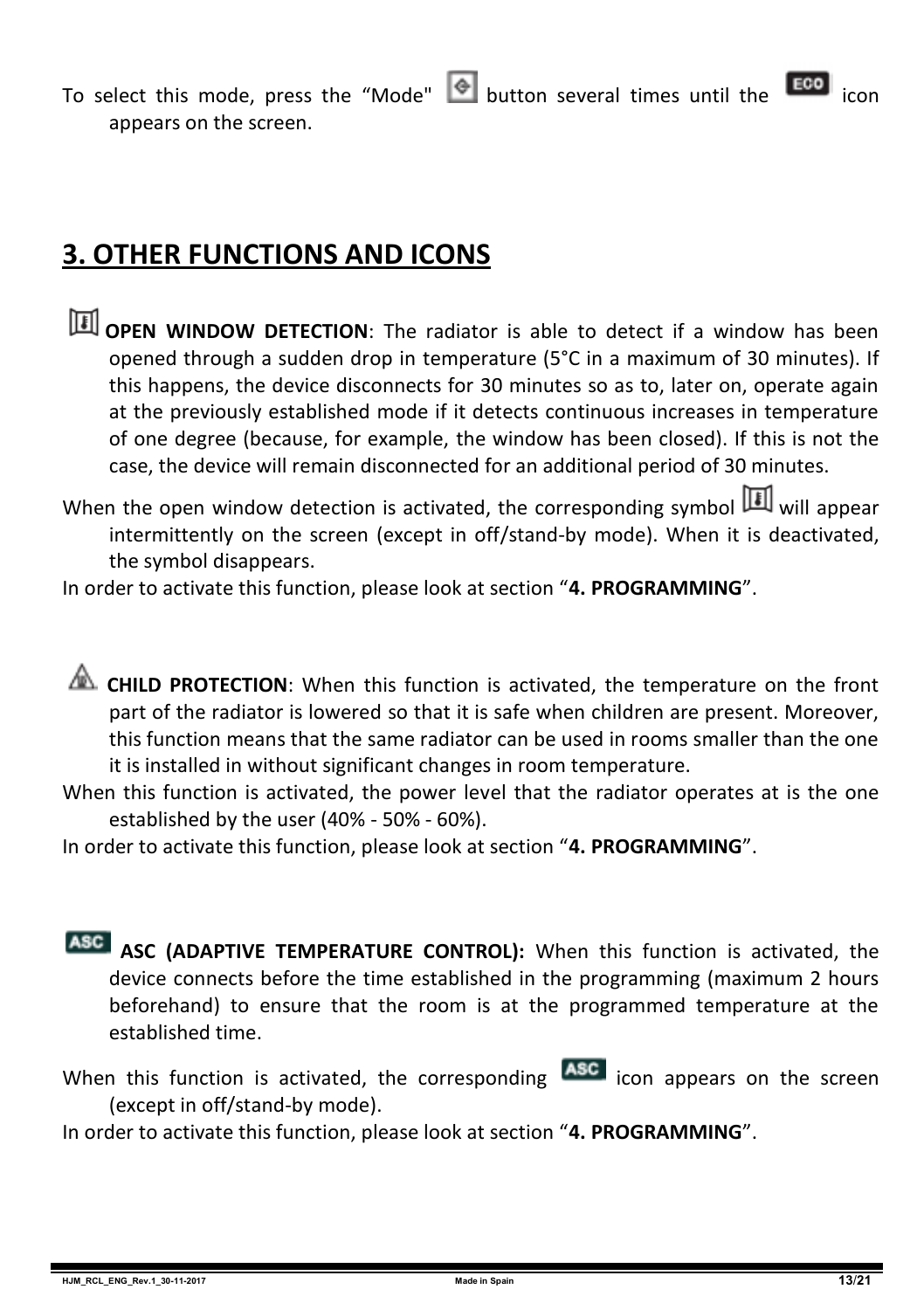To select this mode, press the "Mode" button several times until the ECO icon appears on the screen.

## 3. OTHER FUNCTIONS AND ICONS

**OPEN WINDOW DETECTION**: The radiator is able to detect if a window has been opened through a sudden drop in temperature (5°C in a maximum of 30 minutes). If this happens, the device disconnects for 30 minutes so as to, later on, operate again at the previously established mode if it detects continuous increases in temperature of one degree (because, for example, the window has been closed). If this is not the case, the device will remain disconnected for an additional period of 30 minutes.

When the open window detection is activated, the corresponding symbol will appear intermittently on the screen (except in off/stand-by mode). When it is deactivated, the symbol disappears.

In order to activate this function, please look at section "**4. PROGRAMMING**".

**CHILD PROTECTION**: When this function is activated, the temperature on the front part of the radiator is lowered so that it is safe when children are present. Moreover, this function means that the same radiator can be used in rooms smaller than the one it is installed in without significant changes in room temperature.

When this function is activated, the power level that the radiator operates at is the one established by the user (40% - 50% - 60%).

In order to activate this function, please look at section "**4. PROGRAMMING**".

ASC **ASC (ADAPTIVE TEMPERATURE CONTROL):** When this function is activated, the device connects before the time established in the programming (maximum 2 hours beforehand) to ensure that the room is at the programmed temperature at the established time.

When this function is activated, the corresponding ASC icon appears on the screen (except in off/stand-by mode).

In order to activate this function, please look at section "**4. PROGRAMMING**".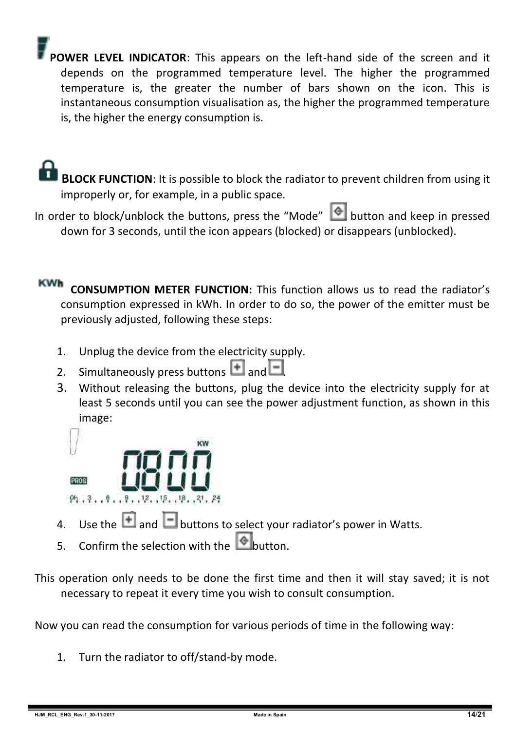**POWER LEVEL INDICATOR**: This appears on the left-hand side of the screen and it depends on the programmed temperature level. The higher the programmed temperature is, the greater the number of bars shown on the icon. This is instantaneous consumption visualisation as, the higher the programmed temperature is, the higher the energy consumption is.

**BLOCK FUNCTION**: It is possible to block the radiator to prevent children from using it improperly or, for example, in a public space.

In order to block/unblock the buttons, press the "Mode" button and keep in pressed down for 3 seconds, until the icon appears (blocked) or disappears (unblocked).

KWh **CONSUMPTION METER FUNCTION:** This function allows us to read the radiator's consumption expressed in kWh. In order to do so, the power of the emitter must be previously adjusted, following these steps:

1. Unplug the device from the electricity supply.
2. Simultaneously press buttons [+] and [-].
3. Without releasing the buttons, plug the device into the electricity supply for at least 5 seconds until you can see the power adjustment function, as shown in this image:

   KW 0800 PROG 0h . 3 . . 6 . . 9 . . 12 . . 15 . . 18 . . 21 . 24

4. Use the [+] and [-] buttons to select your radiator's power in Watts.
5. Confirm the selection with the button.

This operation only needs to be done the first time and then it will stay saved; it is not necessary to repeat it every time you wish to consult consumption.

Now you can read the consumption for various periods of time in the following way:

1. Turn the radiator to off/stand-by mode.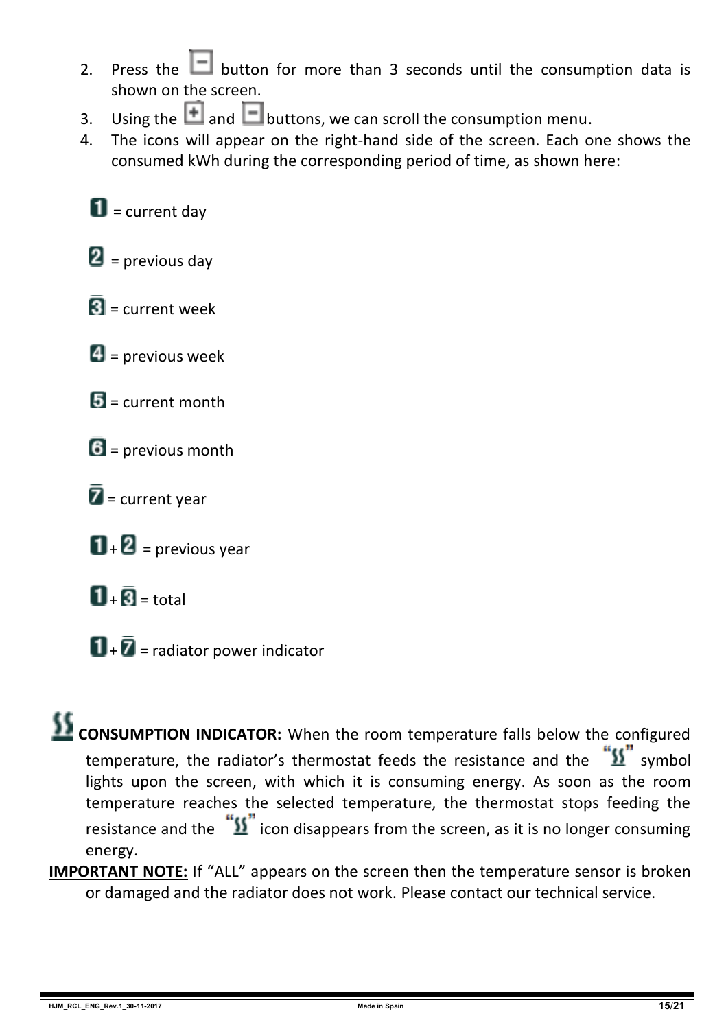2. Press the [–] button for more than 3 seconds until the consumption data is shown on the screen.
3. Using the [+] and [–] buttons, we can scroll the consumption menu.
4. The icons will appear on the right-hand side of the screen. Each one shows the consumed kWh during the corresponding period of time, as shown here:

[1] = current day

[2] = previous day

[3] = current week

[4] = previous week

[5] = current month

[6] = previous month

[7] = current year

[1]+[2] = previous year

[1]+[3] = total

[1]+[7] = radiator power indicator

**CONSUMPTION INDICATOR:** When the room temperature falls below the configured temperature, the radiator's thermostat feeds the resistance and the "SS" symbol lights upon the screen, with which it is consuming energy. As soon as the room temperature reaches the selected temperature, the thermostat stops feeding the resistance and the "SS" icon disappears from the screen, as it is no longer consuming energy.

**IMPORTANT NOTE:** If "ALL" appears on the screen then the temperature sensor is broken or damaged and the radiator does not work. Please contact our technical service.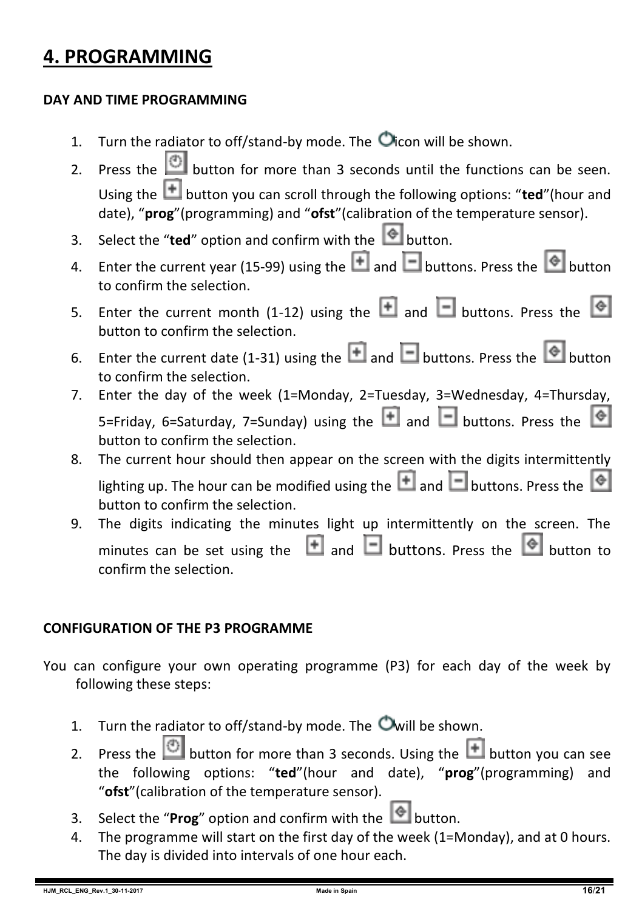# 4. PROGRAMMING

**DAY AND TIME PROGRAMMING**

1. Turn the radiator to off/stand-by mode. The icon will be shown.
2. Press the button for more than 3 seconds until the functions can be seen. Using the button you can scroll through the following options: "**ted**"(hour and date), "**prog**"(programming) and "**ofst**"(calibration of the temperature sensor).
3. Select the "**ted**" option and confirm with the button.
4. Enter the current year (15-99) using the and buttons. Press the button to confirm the selection.
5. Enter the current month (1-12) using the and buttons. Press the button to confirm the selection.
6. Enter the current date (1-31) using the and buttons. Press the button to confirm the selection.
7. Enter the day of the week (1=Monday, 2=Tuesday, 3=Wednesday, 4=Thursday, 5=Friday, 6=Saturday, 7=Sunday) using the and buttons. Press the button to confirm the selection.
8. The current hour should then appear on the screen with the digits intermittently lighting up. The hour can be modified using the and buttons. Press the button to confirm the selection.
9. The digits indicating the minutes light up intermittently on the screen. The minutes can be set using the and buttons. Press the button to confirm the selection.

**CONFIGURATION OF THE P3 PROGRAMME**

You can configure your own operating programme (P3) for each day of the week by following these steps:

1. Turn the radiator to off/stand-by mode. The will be shown.
2. Press the button for more than 3 seconds. Using the button you can see the following options: "**ted**"(hour and date), "**prog**"(programming) and "**ofst**"(calibration of the temperature sensor).
3. Select the "**Prog**" option and confirm with the button.
4. The programme will start on the first day of the week (1=Monday), and at 0 hours. The day is divided into intervals of one hour each.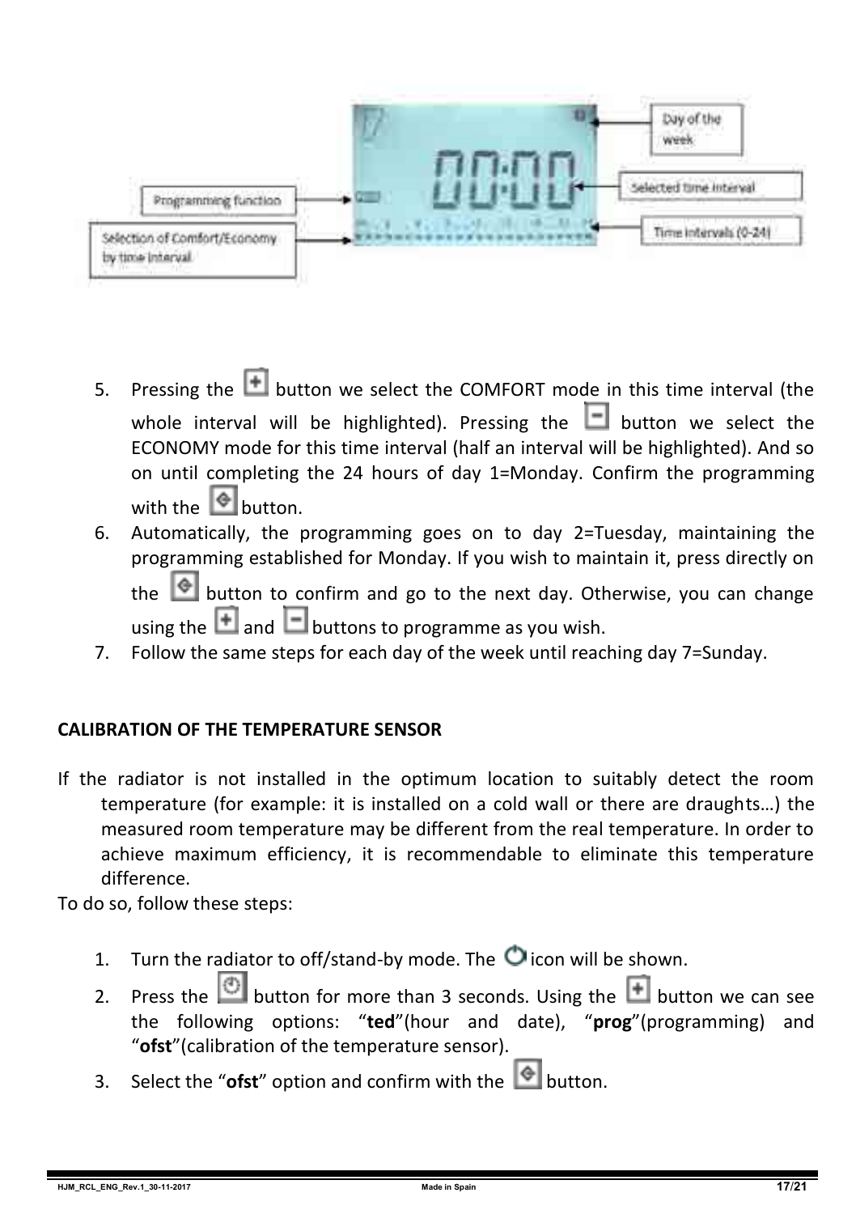5. Pressing the [+] button we select the COMFORT mode in this time interval (the whole interval will be highlighted). Pressing the [-] button we select the ECONOMY mode for this time interval (half an interval will be highlighted). And so on until completing the 24 hours of day 1=Monday. Confirm the programming with the button.
6. Automatically, the programming goes on to day 2=Tuesday, maintaining the programming established for Monday. If you wish to maintain it, press directly on the button to confirm and go to the next day. Otherwise, you can change using the [+] and [-] buttons to programme as you wish.
7. Follow the same steps for each day of the week until reaching day 7=Sunday.

**CALIBRATION OF THE TEMPERATURE SENSOR**

If the radiator is not installed in the optimum location to suitably detect the room temperature (for example: it is installed on a cold wall or there are draughts…) the measured room temperature may be different from the real temperature. In order to achieve maximum efficiency, it is recommendable to eliminate this temperature difference.

To do so, follow these steps:

1. Turn the radiator to off/stand-by mode. The icon will be shown.
2. Press the button for more than 3 seconds. Using the [+] button we can see the following options: "**ted**"(hour and date), "**prog**"(programming) and "**ofst**"(calibration of the temperature sensor).
3. Select the "**ofst**" option and confirm with the button.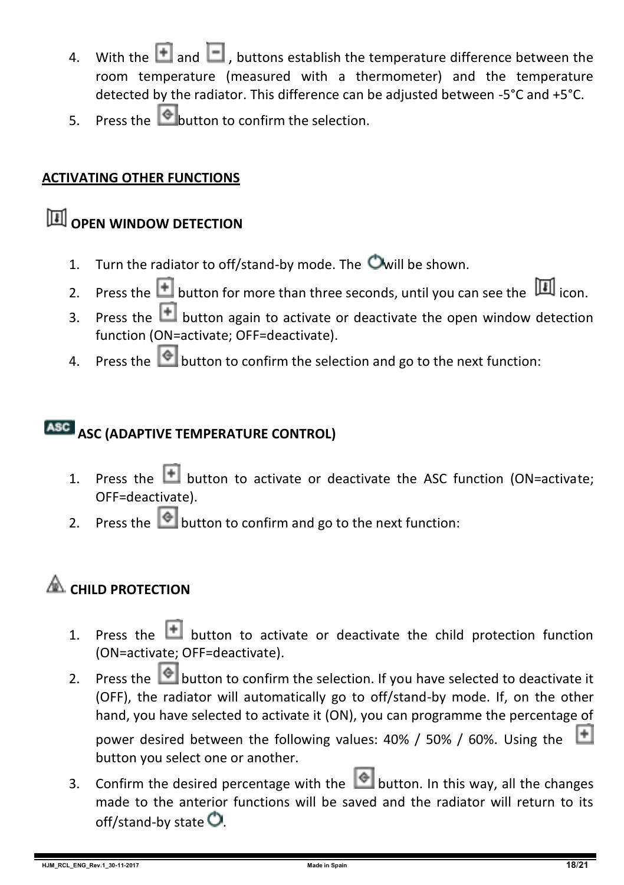4. With the [+] and [-], buttons establish the temperature difference between the room temperature (measured with a thermometer) and the temperature detected by the radiator. This difference can be adjusted between -5°C and +5°C.
5. Press the button to confirm the selection.

## ACTIVATING OTHER FUNCTIONS

### OPEN WINDOW DETECTION

1. Turn the radiator to off/stand-by mode. The will be shown.
2. Press the [+] button for more than three seconds, until you can see the icon.
3. Press the [+] button again to activate or deactivate the open window detection function (ON=activate; OFF=deactivate).
4. Press the button to confirm the selection and go to the next function:

### ASC (ADAPTIVE TEMPERATURE CONTROL)

1. Press the [+] button to activate or deactivate the ASC function (ON=activate; OFF=deactivate).
2. Press the button to confirm and go to the next function:

### CHILD PROTECTION

1. Press the [+] button to activate or deactivate the child protection function (ON=activate; OFF=deactivate).
2. Press the button to confirm the selection. If you have selected to deactivate it (OFF), the radiator will automatically go to off/stand-by mode. If, on the other hand, you have selected to activate it (ON), you can programme the percentage of power desired between the following values: 40% / 50% / 60%. Using the [+] button you select one or another.
3. Confirm the desired percentage with the button. In this way, all the changes made to the anterior functions will be saved and the radiator will return to its off/stand-by state.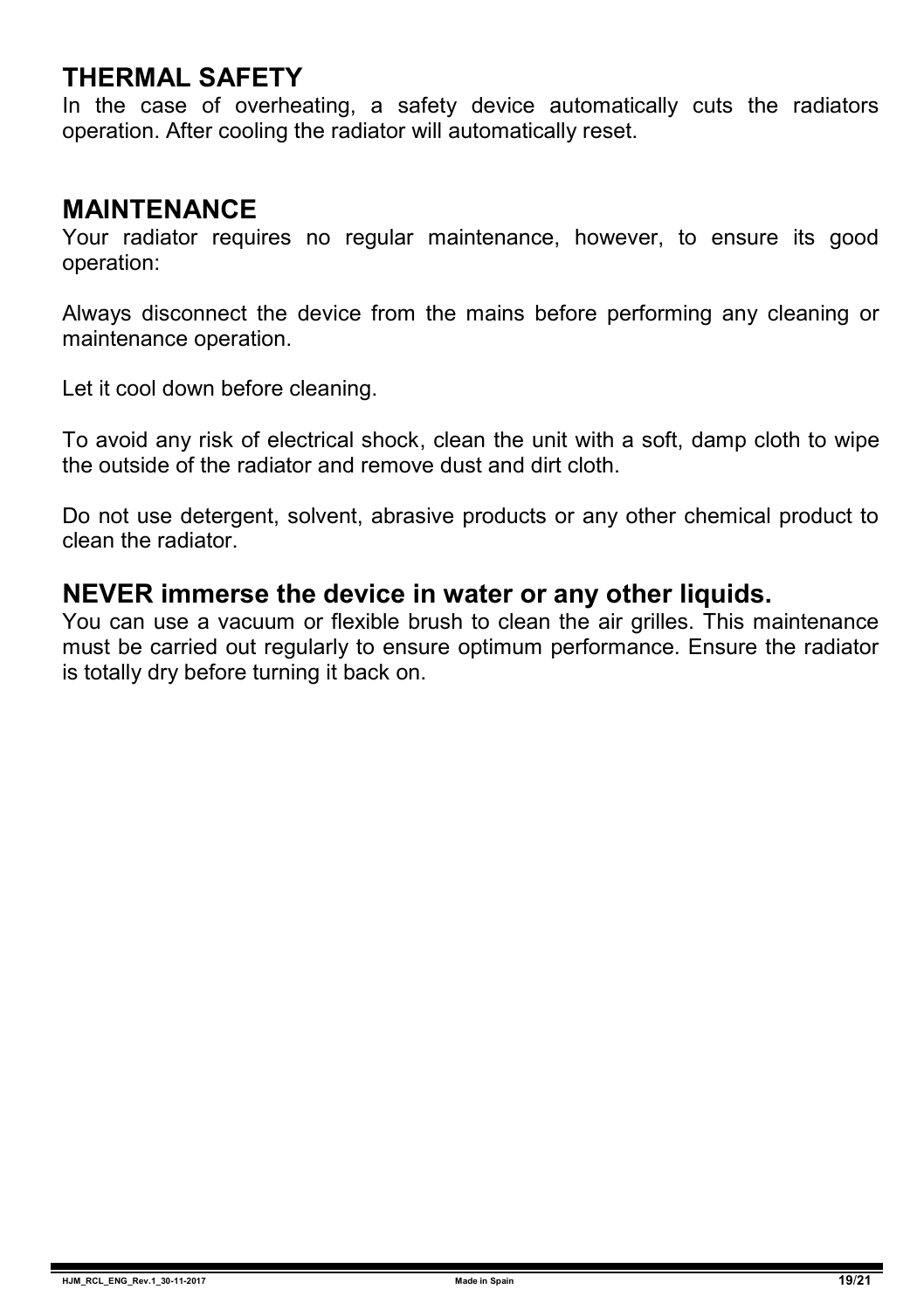## THERMAL SAFETY

In the case of overheating, a safety device automatically cuts the radiators operation. After cooling the radiator will automatically reset.

## MAINTENANCE

Your radiator requires no regular maintenance, however, to ensure its good operation:

Always disconnect the device from the mains before performing any cleaning or maintenance operation.

Let it cool down before cleaning.

To avoid any risk of electrical shock, clean the unit with a soft, damp cloth to wipe the outside of the radiator and remove dust and dirt cloth.

Do not use detergent, solvent, abrasive products or any other chemical product to clean the radiator.

## NEVER immerse the device in water or any other liquids.

You can use a vacuum or flexible brush to clean the air grilles. This maintenance must be carried out regularly to ensure optimum performance. Ensure the radiator is totally dry before turning it back on.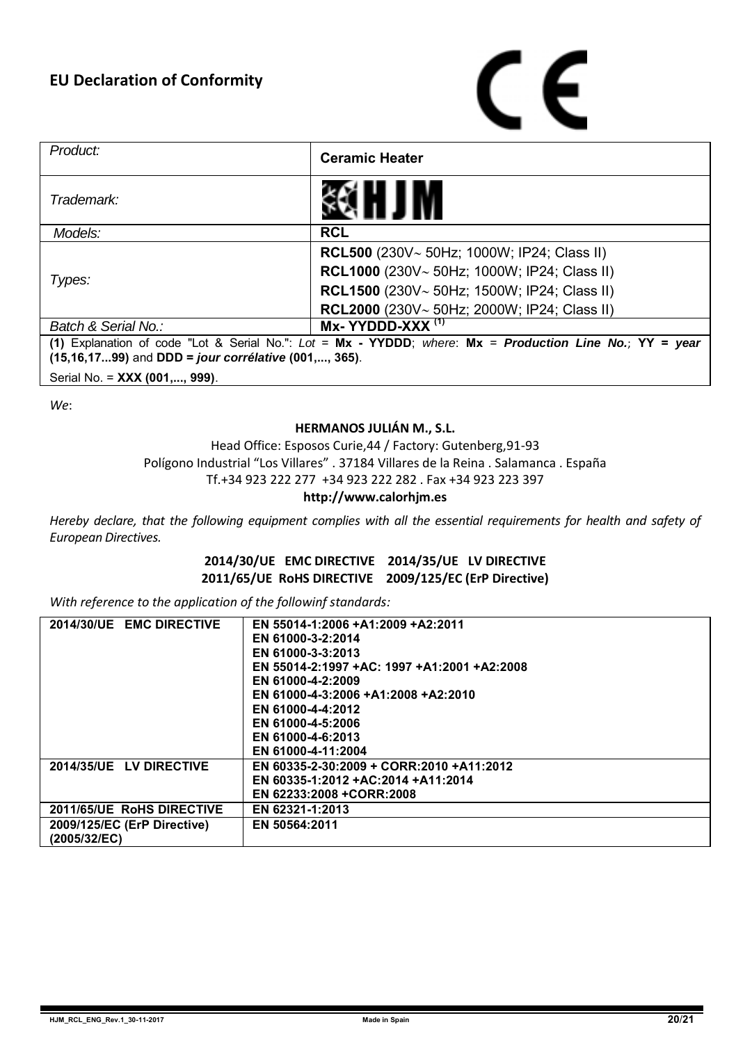# EU Declaration of Conformity

CE

| *Product:* | **Ceramic Heater** |
|---|---|
| *Trademark:* | HJM |
| *Models:* | **RCL** |
| *Types:* | **RCL500** (230V~ 50Hz; 1000W; IP24; Class II)<br>**RCL1000** (230V~ 50Hz; 1000W; IP24; Class II)<br>**RCL1500** (230V~ 50Hz; 1500W; IP24; Class II)<br>**RCL2000** (230V~ 50Hz; 2000W; IP24; Class II) |
| *Batch & Serial No.:* | **Mx- YYDDD-XXX** (1) |

**(1)** Explanation of code "Lot & Serial No.": *Lot* = **Mx - YYDDD**; *where*: **Mx** = ***Production Line No.***; **YY = *year* (15,16,17...99)** and **DDD = *jour corrélative* (001,..., 365)**.

Serial No. = **XXX (001,..., 999)**.

*We*:

**HERMANOS JULIÁN M., S.L.**

Head Office: Esposos Curie,44 / Factory: Gutenberg,91-93
Polígono Industrial "Los Villares" . 37184 Villares de la Reina . Salamanca . España
Tf.+34 923 222 277 +34 923 222 282 . Fax +34 923 223 397
**http://www.calorhjm.es**

*Hereby declare, that the following equipment complies with all the essential requirements for health and safety of European Directives.*

**2014/30/UE EMC DIRECTIVE 2014/35/UE LV DIRECTIVE**
**2011/65/UE RoHS DIRECTIVE 2009/125/EC (ErP Directive)**

*With reference to the application of the followinf standards:*

| Directive | Standards |
|---|---|
| **2014/30/UE EMC DIRECTIVE** | **EN 55014-1:2006 +A1:2009 +A2:2011**<br>**EN 61000-3-2:2014**<br>**EN 61000-3-3:2013**<br>**EN 55014-2:1997 +AC: 1997 +A1:2001 +A2:2008**<br>**EN 61000-4-2:2009**<br>**EN 61000-4-3:2006 +A1:2008 +A2:2010**<br>**EN 61000-4-4:2012**<br>**EN 61000-4-5:2006**<br>**EN 61000-4-6:2013**<br>**EN 61000-4-11:2004** |
| **2014/35/UE LV DIRECTIVE** | **EN 60335-2-30:2009 + CORR:2010 +A11:2012**<br>**EN 60335-1:2012 +AC:2014 +A11:2014**<br>**EN 62233:2008 +CORR:2008** |
| **2011/65/UE RoHS DIRECTIVE** | **EN 62321-1:2013** |
| **2009/125/EC (ErP Directive) (2005/32/EC)** | **EN 50564:2011** |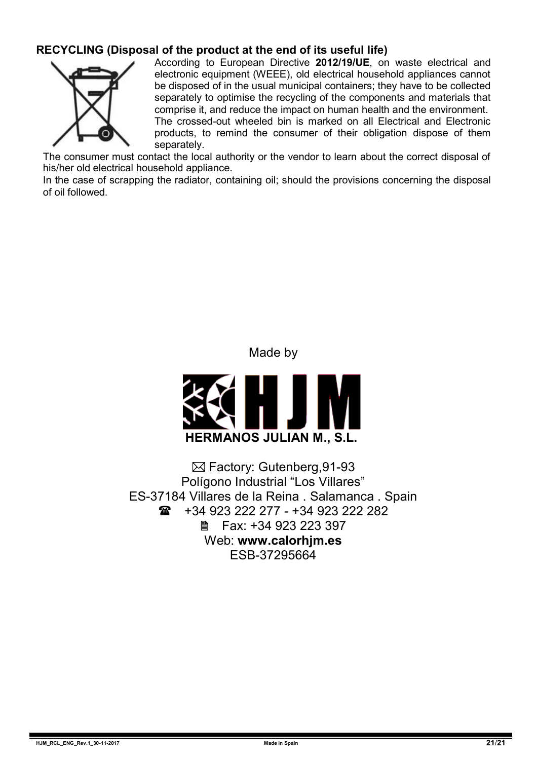## RECYCLING (Disposal of the product at the end of its useful life)

According to European Directive **2012/19/UE**, on waste electrical and electronic equipment (WEEE), old electrical household appliances cannot be disposed of in the usual municipal containers; they have to be collected separately to optimise the recycling of the components and materials that comprise it, and reduce the impact on human health and the environment. The crossed-out wheeled bin is marked on all Electrical and Electronic products, to remind the consumer of their obligation dispose of them separately.

The consumer must contact the local authority or the vendor to learn about the correct disposal of his/her old electrical household appliance.

In the case of scrapping the radiator, containing oil; should the provisions concerning the disposal of oil followed.

Made by

HJM

**HERMANOS JULIAN M., S.L.**

✉ Factory: Gutenberg,91-93
Polígono Industrial "Los Villares"
ES-37184 Villares de la Reina . Salamanca . Spain
☎ +34 923 222 277 - +34 923 222 282
Fax: +34 923 223 397
Web: **www.calorhjm.es**
ESB-37295664